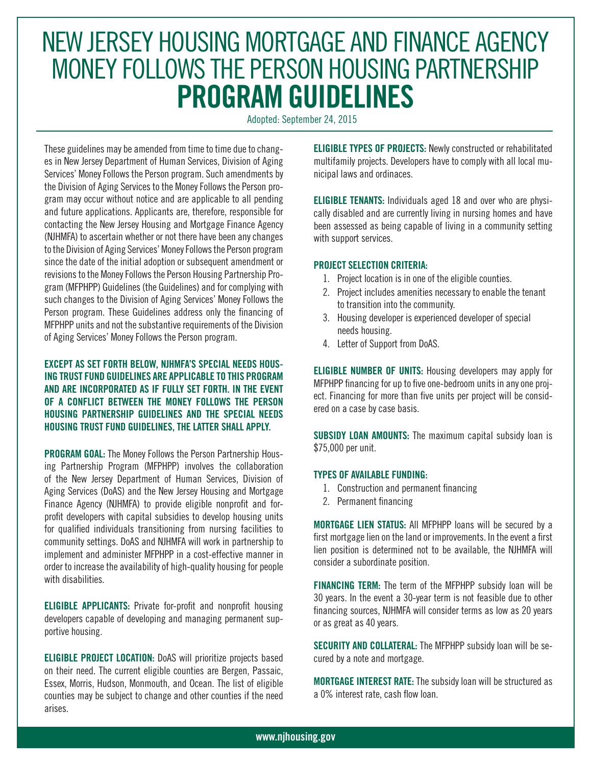# NEW JERSEY HOUSING MORTGAGE AND FINANCE AGENCY MONEY FOLLOWS THE PERSON HOUSING PARTNERSHIP

# PROGRAM GUIDELINES

Adopted: September 24, 2015

These guidelines may be amended from time to time due to changes in New Jersey Department of Human Services, Division of Aging Services' Money Follows the Person program. Such amendments by the Division of Aging Services to the Money Follows the Person program may occur without notice and are applicable to all pending and future applications. Applicants are, therefore, responsible for contacting the New Jersey Housing and Mortgage Finance Agency (NJHMFA) to ascertain whether or not there have been any changes to the Division of Aging Services' Money Follows the Person program since the date of the initial adoption or subsequent amendment or revisions to the Money Follows the Person Housing Partnership Program (MFPHPP) Guidelines (the Guidelines) and for complying with such changes to the Division of Aging Services' Money Follows the Person program. These Guidelines address only the financing of MFPHPP units and not the substantive requirements of the Division of Aging Services' Money Follows the Person program.

**EXCEPT AS SET FORTH BELOW, NJHMFA'S SPECIAL NEEDS HOUSING TRUST FUND GUIDELINES ARE APPLICABLE TO THIS PROGRAM AND ARE INCORPORATED AS IF FULLY SET FORTH. IN THE EVENT OF A CONFLICT BETWEEN THE MONEY FOLLOWS THE PERSON HOUSING PARTNERSHIP GUIDELINES AND THE SPECIAL NEEDS HOUSING TRUST FUND GUIDELINES, THE LATTER SHALL APPLY.**

**PROGRAM GOAL:** The Money Follows the Person Partnership Housing Partnership Program (MFPHPP) involves the collaboration of the New Jersey Department of Human Services, Division of Aging Services (DoAS) and the New Jersey Housing and Mortgage Finance Agency (NJHMFA) to provide eligible nonprofit and for-profit developers with capital subsidies to develop housing units for qualified individuals transitioning from nursing facilities to community settings. DoAS and NJHMFA will work in partnership to implement and administer MFPHPP in a cost-effective manner in order to increase the availability of high-quality housing for people with disabilities.

**ELIGIBLE APPLICANTS:** Private for-profit and nonprofit housing developers capable of developing and managing permanent supportive housing.

**ELIGIBLE PROJECT LOCATION:** DoAS will prioritize projects based on their need. The current eligible counties are Bergen, Passaic, Essex, Morris, Hudson, Monmouth, and Ocean. The list of eligible counties may be subject to change and other counties if the need arises.

**ELIGIBLE TYPES OF PROJECTS:** Newly constructed or rehabilitated multifamily projects. Developers have to comply with all local municipal laws and ordinaces.

**ELIGIBLE TENANTS:** Individuals aged 18 and over who are physically disabled and are currently living in nursing homes and have been assessed as being capable of living in a community setting with support services.

**PROJECT SELECTION CRITERIA:**

1. Project location is in one of the eligible counties.
2. Project includes amenities necessary to enable the tenant to transition into the community.
3. Housing developer is experienced developer of special needs housing.
4. Letter of Support from DoAS.

**ELIGIBLE NUMBER OF UNITS:** Housing developers may apply for MFPHPP financing for up to five one-bedroom units in any one project. Financing for more than five units per project will be considered on a case by case basis.

**SUBSIDY LOAN AMOUNTS:** The maximum capital subsidy loan is $75,000 per unit.

**TYPES OF AVAILABLE FUNDING:**

1. Construction and permanent financing
2. Permanent financing

**MORTGAGE LIEN STATUS:** All MFPHPP loans will be secured by a first mortgage lien on the land or improvements. In the event a first lien position is determined not to be available, the NJHMFA will consider a subordinate position.

**FINANCING TERM:** The term of the MFPHPP subsidy loan will be 30 years. In the event a 30-year term is not feasible due to other financing sources, NJHMFA will consider terms as low as 20 years or as great as 40 years.

**SECURITY AND COLLATERAL:** The MFPHPP subsidy loan will be secured by a note and mortgage.

**MORTGAGE INTEREST RATE:** The subsidy loan will be structured as a 0% interest rate, cash flow loan.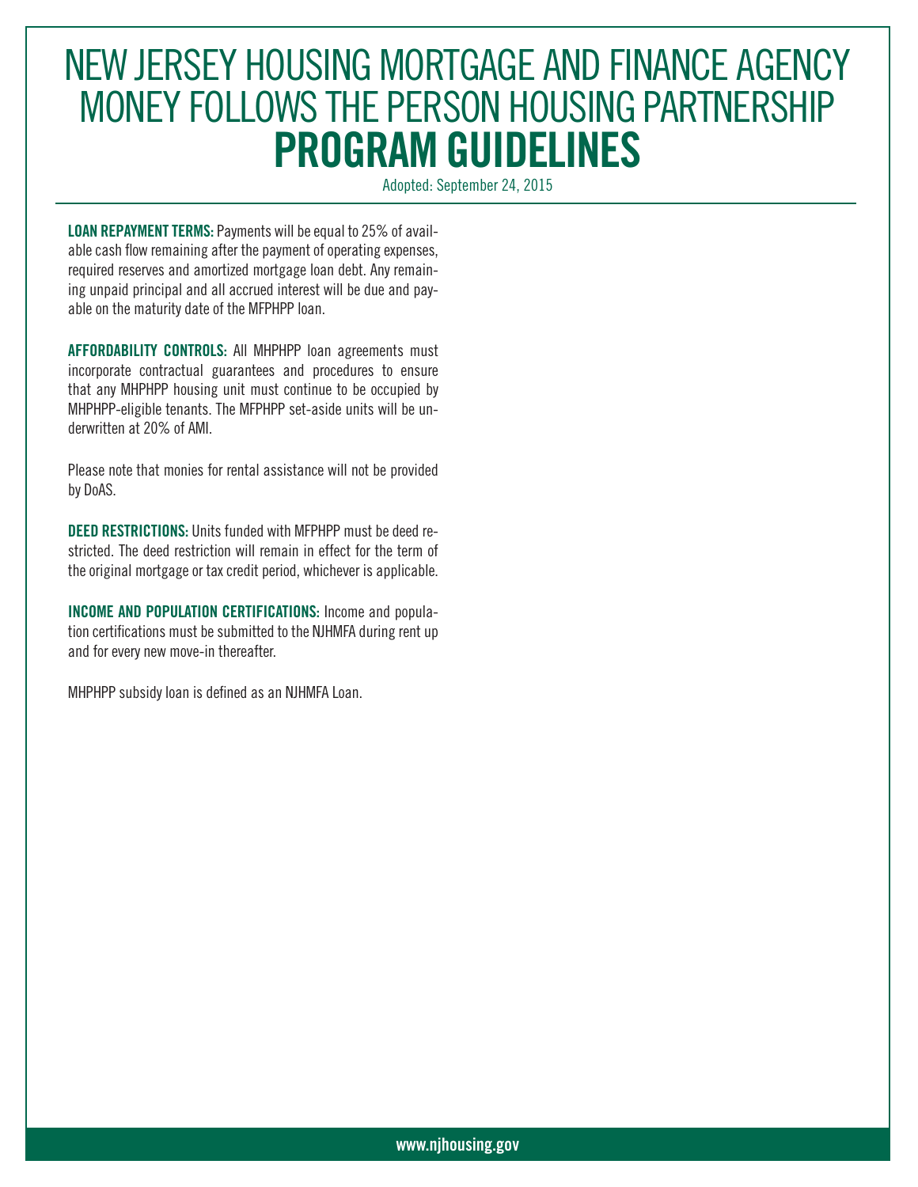# NEW JERSEY HOUSING MORTGAGE AND FINANCE AGENCY MONEY FOLLOWS THE PERSON HOUSING PARTNERSHIP

# PROGRAM GUIDELINES

Adopted: September 24, 2015

**LOAN REPAYMENT TERMS:** Payments will be equal to 25% of available cash flow remaining after the payment of operating expenses, required reserves and amortized mortgage loan debt. Any remaining unpaid principal and all accrued interest will be due and payable on the maturity date of the MFPHPP loan.

**AFFORDABILITY CONTROLS:** All MHPHPP loan agreements must incorporate contractual guarantees and procedures to ensure that any MHPHPP housing unit must continue to be occupied by MHPHPP-eligible tenants. The MFPHPP set-aside units will be underwritten at 20% of AMI.

Please note that monies for rental assistance will not be provided by DoAS.

**DEED RESTRICTIONS:** Units funded with MFPHPP must be deed restricted. The deed restriction will remain in effect for the term of the original mortgage or tax credit period, whichever is applicable.

**INCOME AND POPULATION CERTIFICATIONS:** Income and population certifications must be submitted to the NJHMFA during rent up and for every new move-in thereafter.

MHPHPP subsidy loan is defined as an NJHMFA Loan.

www.njhousing.gov